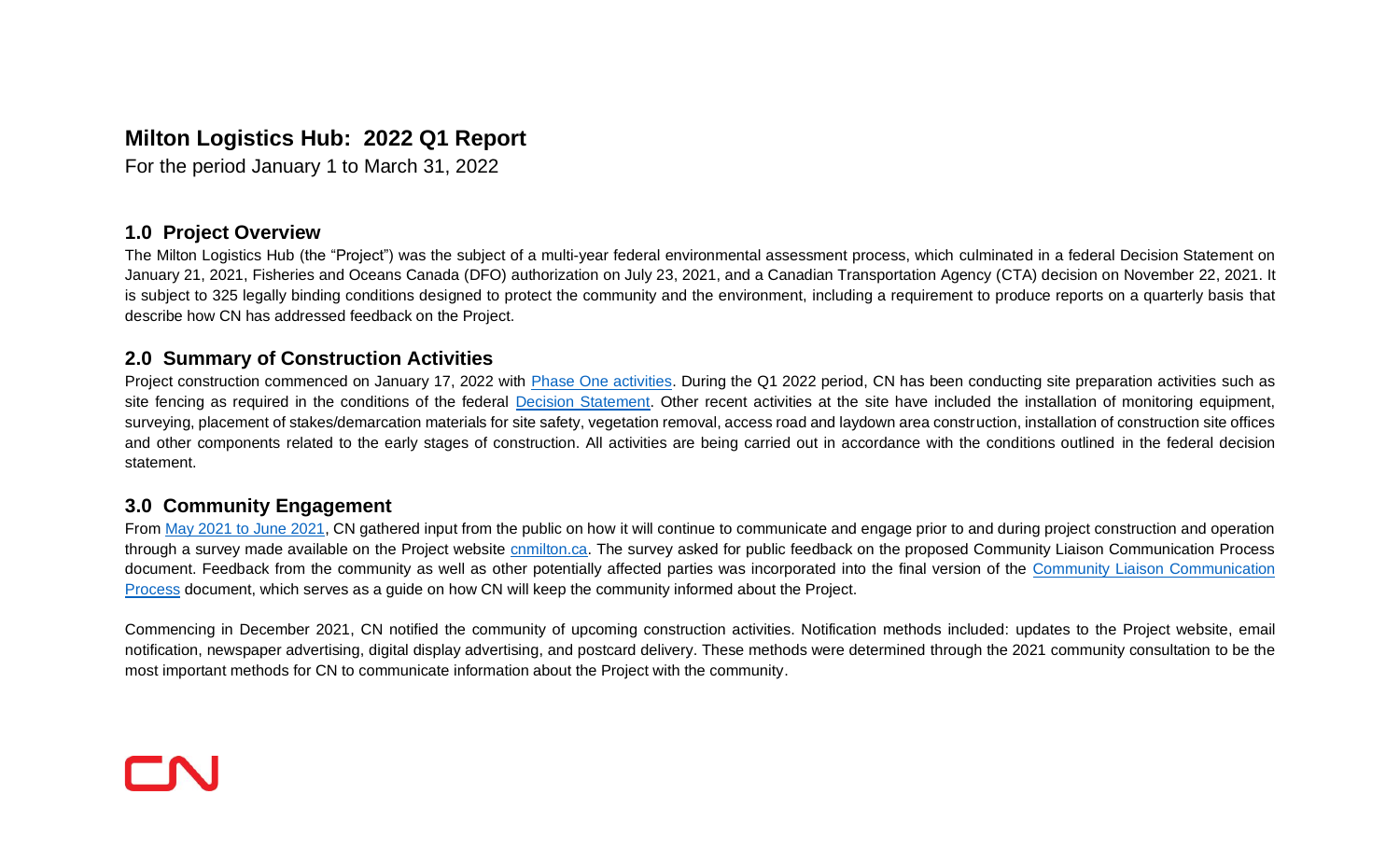# Milton Logistics Hub: 2022 Q1 Report

For the period January 1 to March 31, 2022

## 1.0 Project Overview

The Milton Logistics Hub (the "Project") was the subject of a multi-year federal environmental assessment process, which culminated in a federal Decision Statement on January 21, 2021, Fisheries and Oceans Canada (DFO) authorization on July 23, 2021, and a Canadian Transportation Agency (CTA) decision on November 22, 2021. It is subject to 325 legally binding conditions designed to protect the community and the environment, including a requirement to produce reports on a quarterly basis that describe how CN has addressed feedback on the Project.

## 2.0 Summary of Construction Activities

Project construction commenced on January 17, 2022 with Phase One activities. During the Q1 2022 period, CN has been conducting site preparation activities such as site fencing as required in the conditions of the federal Decision Statement. Other recent activities at the site have included the installation of monitoring equipment, surveying, placement of stakes/demarcation materials for site safety, vegetation removal, access road and laydown area construction, installation of construction site offices and other components related to the early stages of construction. All activities are being carried out in accordance with the conditions outlined in the federal decision statement.

## 3.0 Community Engagement

From May 2021 to June 2021, CN gathered input from the public on how it will continue to communicate and engage prior to and during project construction and operation through a survey made available on the Project website cnmilton.ca. The survey asked for public feedback on the proposed Community Liaison Communication Process document. Feedback from the community as well as other potentially affected parties was incorporated into the final version of the Community Liaison Communication Process document, which serves as a guide on how CN will keep the community informed about the Project.

Commencing in December 2021, CN notified the community of upcoming construction activities. Notification methods included: updates to the Project website, email notification, newspaper advertising, digital display advertising, and postcard delivery. These methods were determined through the 2021 community consultation to be the most important methods for CN to communicate information about the Project with the community.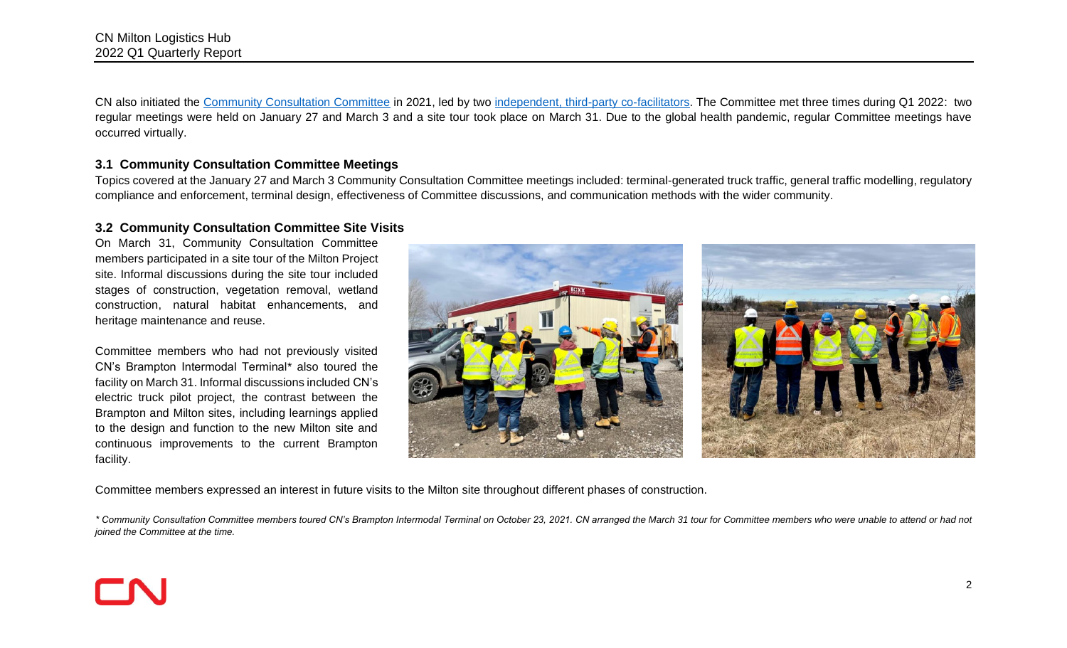CN also initiated the [Community Consultation Committee] in 2021, led by two [independent, third-party co-facilitators]. The Committee met three times during Q1 2022: two regular meetings were held on January 27 and March 3 and a site tour took place on March 31. Due to the global health pandemic, regular Committee meetings have occurred virtually.

### 3.1 Community Consultation Committee Meetings

Topics covered at the January 27 and March 3 Community Consultation Committee meetings included: terminal-generated truck traffic, general traffic modelling, regulatory compliance and enforcement, terminal design, effectiveness of Committee discussions, and communication methods with the wider community.

### 3.2 Community Consultation Committee Site Visits

On March 31, Community Consultation Committee members participated in a site tour of the Milton Project site. Informal discussions during the site tour included stages of construction, vegetation removal, wetland construction, natural habitat enhancements, and heritage maintenance and reuse.

Committee members who had not previously visited CN's Brampton Intermodal Terminal* also toured the facility on March 31. Informal discussions included CN's electric truck pilot project, the contrast between the Brampton and Milton sites, including learnings applied to the design and function to the new Milton site and continuous improvements to the current Brampton facility.

Committee members expressed an interest in future visits to the Milton site throughout different phases of construction.

*\* Community Consultation Committee members toured CN's Brampton Intermodal Terminal on October 23, 2021. CN arranged the March 31 tour for Committee members who were unable to attend or had not joined the Committee at the time.*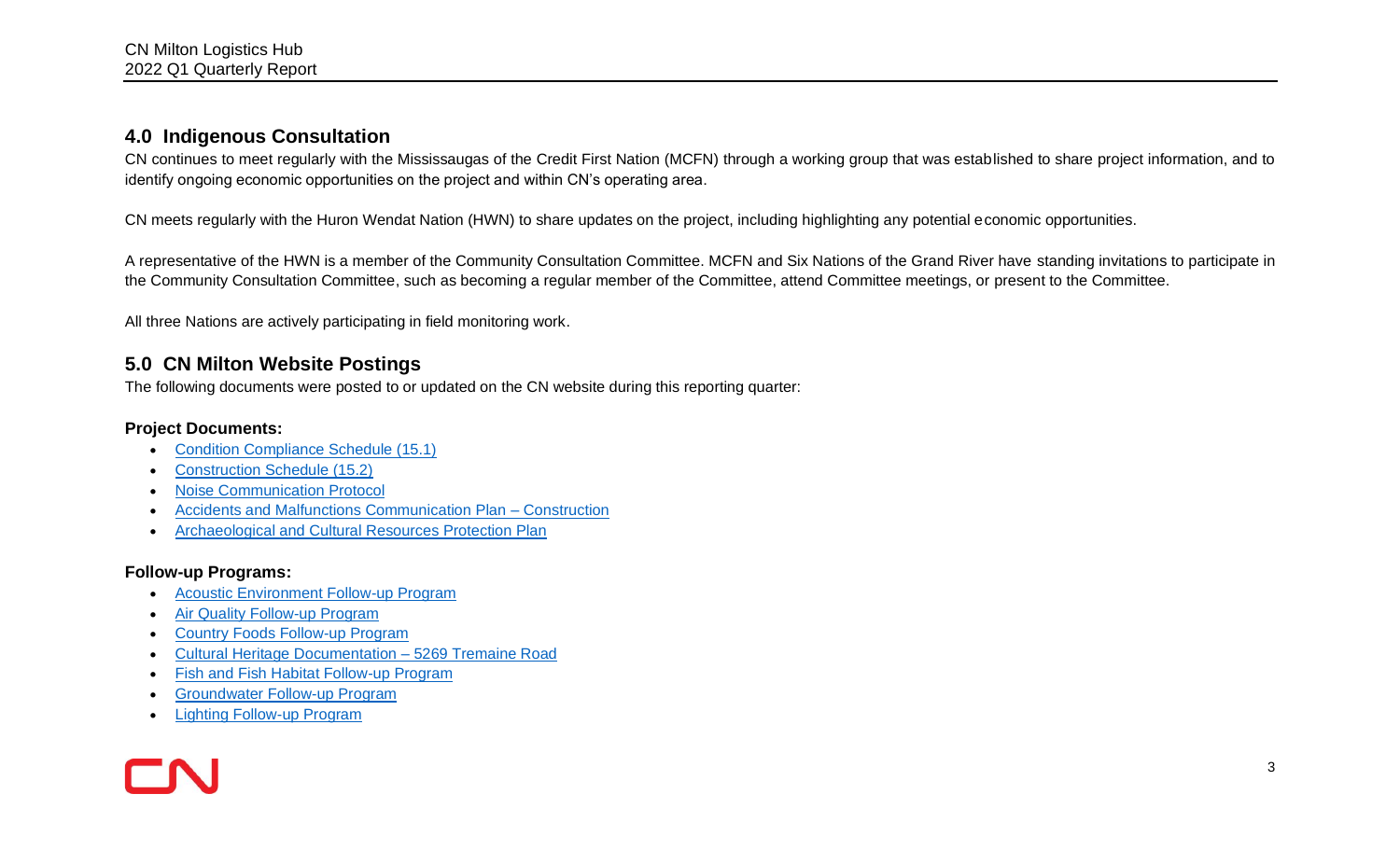## 4.0 Indigenous Consultation

CN continues to meet regularly with the Mississaugas of the Credit First Nation (MCFN) through a working group that was established to share project information, and to identify ongoing economic opportunities on the project and within CN's operating area.

CN meets regularly with the Huron Wendat Nation (HWN) to share updates on the project, including highlighting any potential economic opportunities.

A representative of the HWN is a member of the Community Consultation Committee. MCFN and Six Nations of the Grand River have standing invitations to participate in the Community Consultation Committee, such as becoming a regular member of the Committee, attend Committee meetings, or present to the Committee.

All three Nations are actively participating in field monitoring work.

## 5.0 CN Milton Website Postings

The following documents were posted to or updated on the CN website during this reporting quarter:

**Project Documents:**

- Condition Compliance Schedule (15.1)
- Construction Schedule (15.2)
- Noise Communication Protocol
- Accidents and Malfunctions Communication Plan – Construction
- Archaeological and Cultural Resources Protection Plan

**Follow-up Programs:**

- Acoustic Environment Follow-up Program
- Air Quality Follow-up Program
- Country Foods Follow-up Program
- Cultural Heritage Documentation – 5269 Tremaine Road
- Fish and Fish Habitat Follow-up Program
- Groundwater Follow-up Program
- Lighting Follow-up Program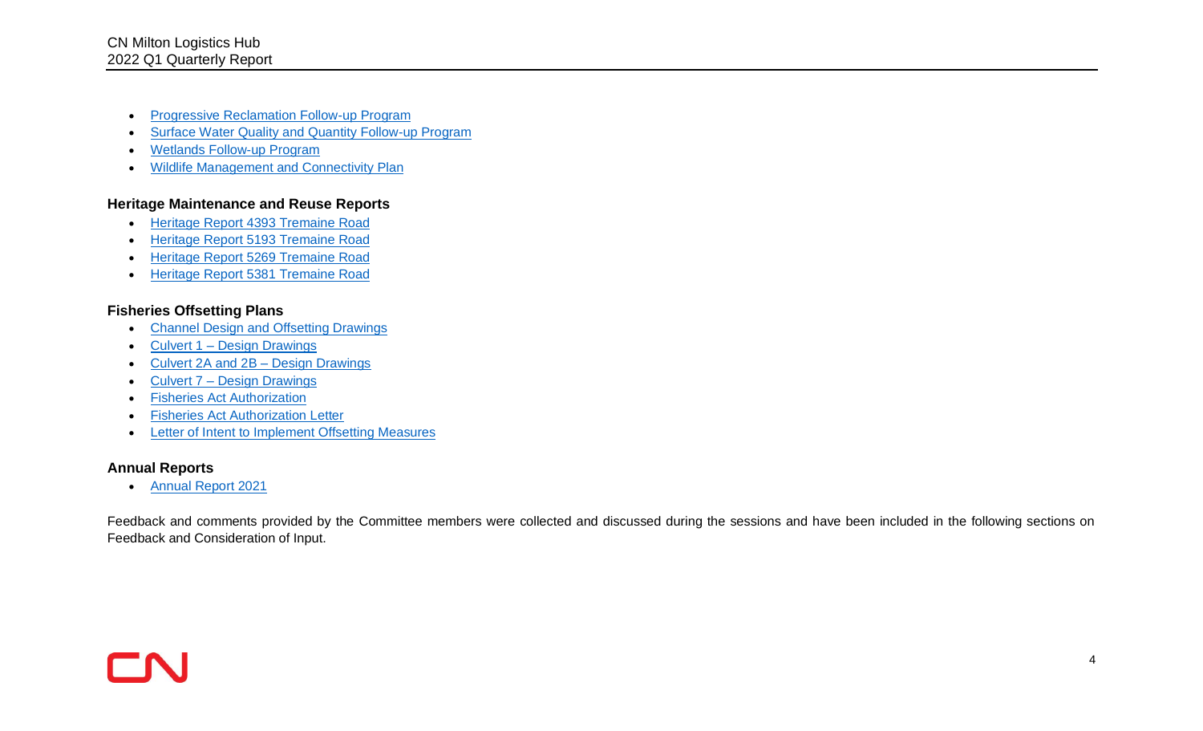- Progressive Reclamation Follow-up Program
- Surface Water Quality and Quantity Follow-up Program
- Wetlands Follow-up Program
- Wildlife Management and Connectivity Plan

**Heritage Maintenance and Reuse Reports**

- Heritage Report 4393 Tremaine Road
- Heritage Report 5193 Tremaine Road
- Heritage Report 5269 Tremaine Road
- Heritage Report 5381 Tremaine Road

**Fisheries Offsetting Plans**

- Channel Design and Offsetting Drawings
- Culvert 1 – Design Drawings
- Culvert 2A and 2B – Design Drawings
- Culvert 7 – Design Drawings
- Fisheries Act Authorization
- Fisheries Act Authorization Letter
- Letter of Intent to Implement Offsetting Measures

**Annual Reports**

- Annual Report 2021

Feedback and comments provided by the Committee members were collected and discussed during the sessions and have been included in the following sections on Feedback and Consideration of Input.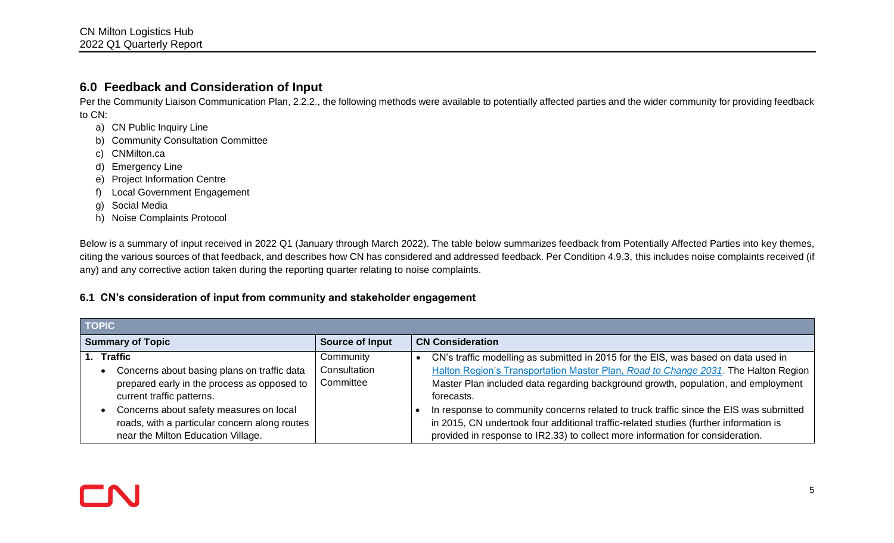## 6.0 Feedback and Consideration of Input

Per the Community Liaison Communication Plan, 2.2.2., the following methods were available to potentially affected parties and the wider community for providing feedback to CN:

a) CN Public Inquiry Line
b) Community Consultation Committee
c) CNMilton.ca
d) Emergency Line
e) Project Information Centre
f) Local Government Engagement
g) Social Media
h) Noise Complaints Protocol

Below is a summary of input received in 2022 Q1 (January through March 2022). The table below summarizes feedback from Potentially Affected Parties into key themes, citing the various sources of that feedback, and describes how CN has considered and addressed feedback. Per Condition 4.9.3, this includes noise complaints received (if any) and any corrective action taken during the reporting quarter relating to noise complaints.

### 6.1 CN's consideration of input from community and stakeholder engagement

| TOPIC | | |
|---|---|---|
| **Summary of Topic** | **Source of Input** | **CN Consideration** |
| **1. Traffic**<br>• Concerns about basing plans on traffic data prepared early in the process as opposed to current traffic patterns.<br>• Concerns about safety measures on local roads, with a particular concern along routes near the Milton Education Village. | Community Consultation Committee | • CN's traffic modelling as submitted in 2015 for the EIS, was based on data used in Halton Region's Transportation Master Plan, *Road to Change 2031*. The Halton Region Master Plan included data regarding background growth, population, and employment forecasts.<br>• In response to community concerns related to truck traffic since the EIS was submitted in 2015, CN undertook four additional traffic-related studies (further information is provided in response to IR2.33) to collect more information for consideration. |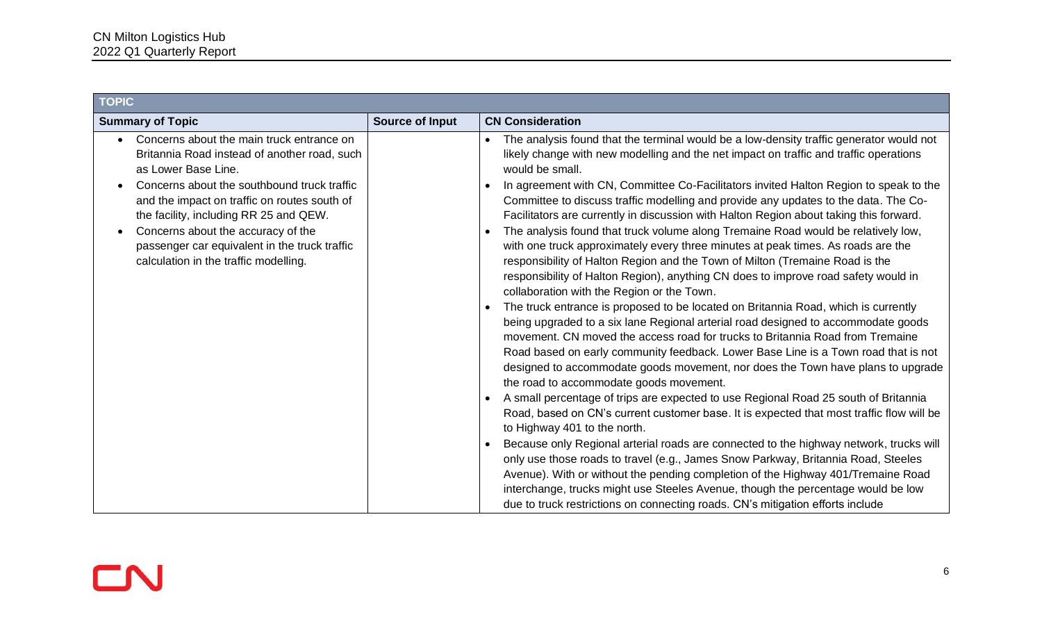| TOPIC | | |
|---|---|---|
| **Summary of Topic** | **Source of Input** | **CN Consideration** |
| • Concerns about the main truck entrance on Britannia Road instead of another road, such as Lower Base Line.<br>• Concerns about the southbound truck traffic and the impact on traffic on routes south of the facility, including RR 25 and QEW.<br>• Concerns about the accuracy of the passenger car equivalent in the truck traffic calculation in the traffic modelling. | | • The analysis found that the terminal would be a low-density traffic generator would not likely change with new modelling and the net impact on traffic and traffic operations would be small.<br>• In agreement with CN, Committee Co-Facilitators invited Halton Region to speak to the Committee to discuss traffic modelling and provide any updates to the data. The Co-Facilitators are currently in discussion with Halton Region about taking this forward.<br>• The analysis found that truck volume along Tremaine Road would be relatively low, with one truck approximately every three minutes at peak times. As roads are the responsibility of Halton Region and the Town of Milton (Tremaine Road is the responsibility of Halton Region), anything CN does to improve road safety would in collaboration with the Region or the Town.<br>• The truck entrance is proposed to be located on Britannia Road, which is currently being upgraded to a six lane Regional arterial road designed to accommodate goods movement. CN moved the access road for trucks to Britannia Road from Tremaine Road based on early community feedback. Lower Base Line is a Town road that is not designed to accommodate goods movement, nor does the Town have plans to upgrade the road to accommodate goods movement.<br>• A small percentage of trips are expected to use Regional Road 25 south of Britannia Road, based on CN's current customer base. It is expected that most traffic flow will be to Highway 401 to the north.<br>• Because only Regional arterial roads are connected to the highway network, trucks will only use those roads to travel (e.g., James Snow Parkway, Britannia Road, Steeles Avenue). With or without the pending completion of the Highway 401/Tremaine Road interchange, trucks might use Steeles Avenue, though the percentage would be low due to truck restrictions on connecting roads. CN's mitigation efforts include |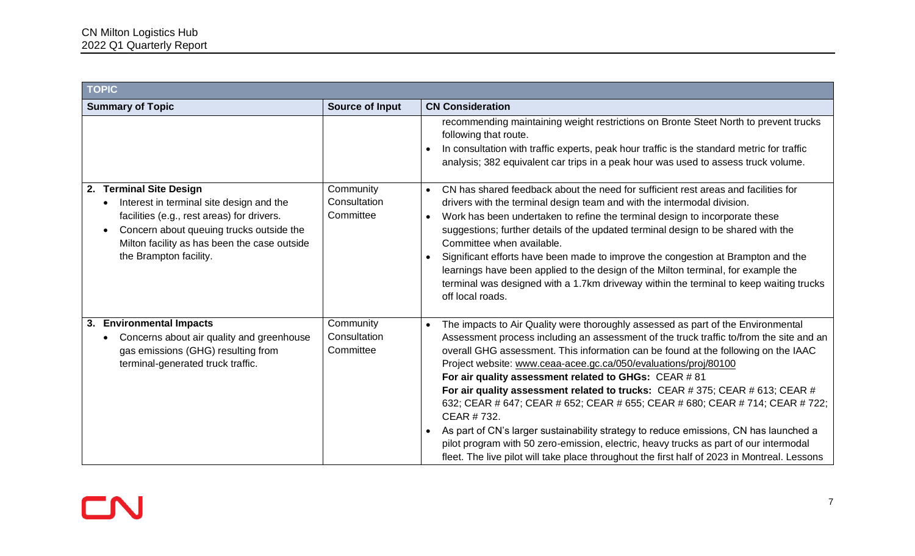| TOPIC | | |
|---|---|---|
| **Summary of Topic** | **Source of Input** | **CN Consideration** |
| | | recommending maintaining weight restrictions on Bronte Steet North to prevent trucks following that route.<br>• In consultation with traffic experts, peak hour traffic is the standard metric for traffic analysis; 382 equivalent car trips in a peak hour was used to assess truck volume. |
| **2. Terminal Site Design**<br>• Interest in terminal site design and the facilities (e.g., rest areas) for drivers.<br>• Concern about queuing trucks outside the Milton facility as has been the case outside the Brampton facility. | Community Consultation Committee | • CN has shared feedback about the need for sufficient rest areas and facilities for drivers with the terminal design team and with the intermodal division.<br>• Work has been undertaken to refine the terminal design to incorporate these suggestions; further details of the updated terminal design to be shared with the Committee when available.<br>• Significant efforts have been made to improve the congestion at Brampton and the learnings have been applied to the design of the Milton terminal, for example the terminal was designed with a 1.7km driveway within the terminal to keep waiting trucks off local roads. |
| **3. Environmental Impacts**<br>• Concerns about air quality and greenhouse gas emissions (GHG) resulting from terminal-generated truck traffic. | Community Consultation Committee | • The impacts to Air Quality were thoroughly assessed as part of the Environmental Assessment process including an assessment of the truck traffic to/from the site and an overall GHG assessment. This information can be found at the following on the IAAC Project website: www.ceaa-acee.gc.ca/050/evaluations/proj/80100<br>**For air quality assessment related to GHGs:** CEAR # 81<br>**For air quality assessment related to trucks:** CEAR # 375; CEAR # 613; CEAR # 632; CEAR # 647; CEAR # 652; CEAR # 655; CEAR # 680; CEAR # 714; CEAR # 722; CEAR # 732.<br>• As part of CN's larger sustainability strategy to reduce emissions, CN has launched a pilot program with 50 zero-emission, electric, heavy trucks as part of our intermodal fleet. The live pilot will take place throughout the first half of 2023 in Montreal. Lessons |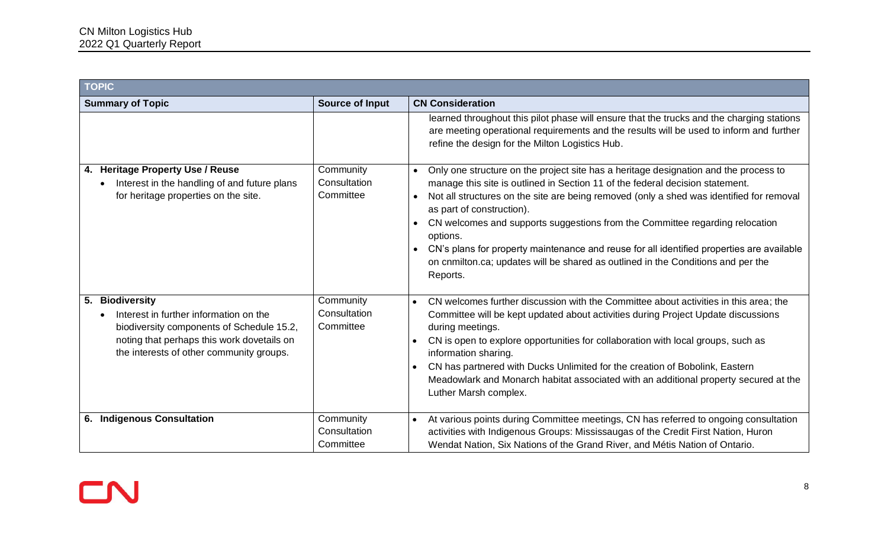| TOPIC | | |
| --- | --- | --- |
| **Summary of Topic** | **Source of Input** | **CN Consideration** |
| | | learned throughout this pilot phase will ensure that the trucks and the charging stations are meeting operational requirements and the results will be used to inform and further refine the design for the Milton Logistics Hub. |
| **4. Heritage Property Use / Reuse**<br>• Interest in the handling of and future plans for heritage properties on the site. | Community Consultation Committee | • Only one structure on the project site has a heritage designation and the process to manage this site is outlined in Section 11 of the federal decision statement.<br>• Not all structures on the site are being removed (only a shed was identified for removal as part of construction).<br>• CN welcomes and supports suggestions from the Committee regarding relocation options.<br>• CN's plans for property maintenance and reuse for all identified properties are available on cnmilton.ca; updates will be shared as outlined in the Conditions and per the Reports. |
| **5. Biodiversity**<br>• Interest in further information on the biodiversity components of Schedule 15.2, noting that perhaps this work dovetails on the interests of other community groups. | Community Consultation Committee | • CN welcomes further discussion with the Committee about activities in this area; the Committee will be kept updated about activities during Project Update discussions during meetings.<br>• CN is open to explore opportunities for collaboration with local groups, such as information sharing.<br>• CN has partnered with Ducks Unlimited for the creation of Bobolink, Eastern Meadowlark and Monarch habitat associated with an additional property secured at the Luther Marsh complex. |
| **6. Indigenous Consultation** | Community Consultation Committee | • At various points during Committee meetings, CN has referred to ongoing consultation activities with Indigenous Groups: Mississaugas of the Credit First Nation, Huron Wendat Nation, Six Nations of the Grand River, and Métis Nation of Ontario. |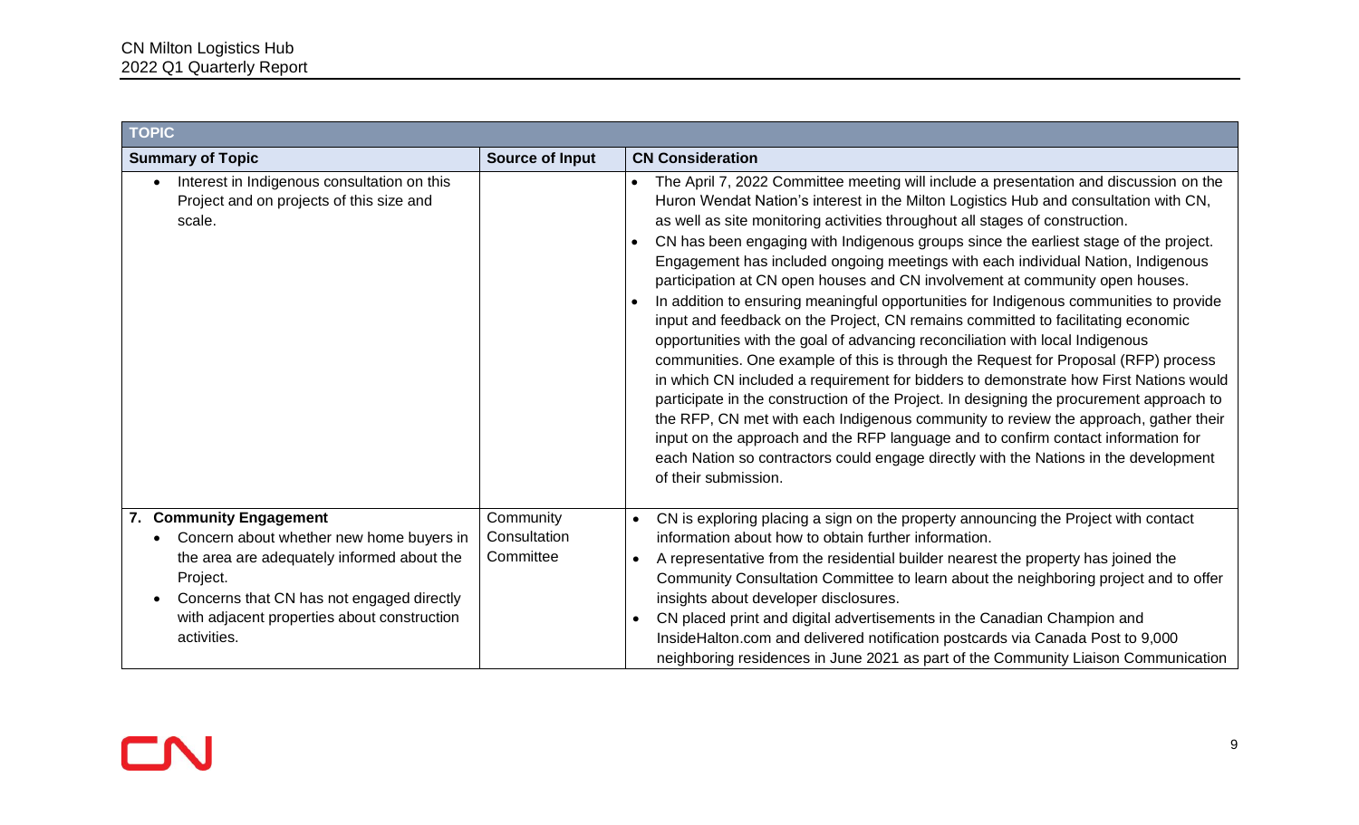| TOPIC | | |
|---|---|---|
| **Summary of Topic** | **Source of Input** | **CN Consideration** |
| • Interest in Indigenous consultation on this Project and on projects of this size and scale. | | • The April 7, 2022 Committee meeting will include a presentation and discussion on the Huron Wendat Nation's interest in the Milton Logistics Hub and consultation with CN, as well as site monitoring activities throughout all stages of construction. <br> • CN has been engaging with Indigenous groups since the earliest stage of the project. Engagement has included ongoing meetings with each individual Nation, Indigenous participation at CN open houses and CN involvement at community open houses. <br> • In addition to ensuring meaningful opportunities for Indigenous communities to provide input and feedback on the Project, CN remains committed to facilitating economic opportunities with the goal of advancing reconciliation with local Indigenous communities. One example of this is through the Request for Proposal (RFP) process in which CN included a requirement for bidders to demonstrate how First Nations would participate in the construction of the Project. In designing the procurement approach to the RFP, CN met with each Indigenous community to review the approach, gather their input on the approach and the RFP language and to confirm contact information for each Nation so contractors could engage directly with the Nations in the development of their submission. |
| **7. Community Engagement** <br> • Concern about whether new home buyers in the area are adequately informed about the Project. <br> • Concerns that CN has not engaged directly with adjacent properties about construction activities. | Community Consultation Committee | • CN is exploring placing a sign on the property announcing the Project with contact information about how to obtain further information. <br> • A representative from the residential builder nearest the property has joined the Community Consultation Committee to learn about the neighboring project and to offer insights about developer disclosures. <br> • CN placed print and digital advertisements in the Canadian Champion and InsideHalton.com and delivered notification postcards via Canada Post to 9,000 neighboring residences in June 2021 as part of the Community Liaison Communication |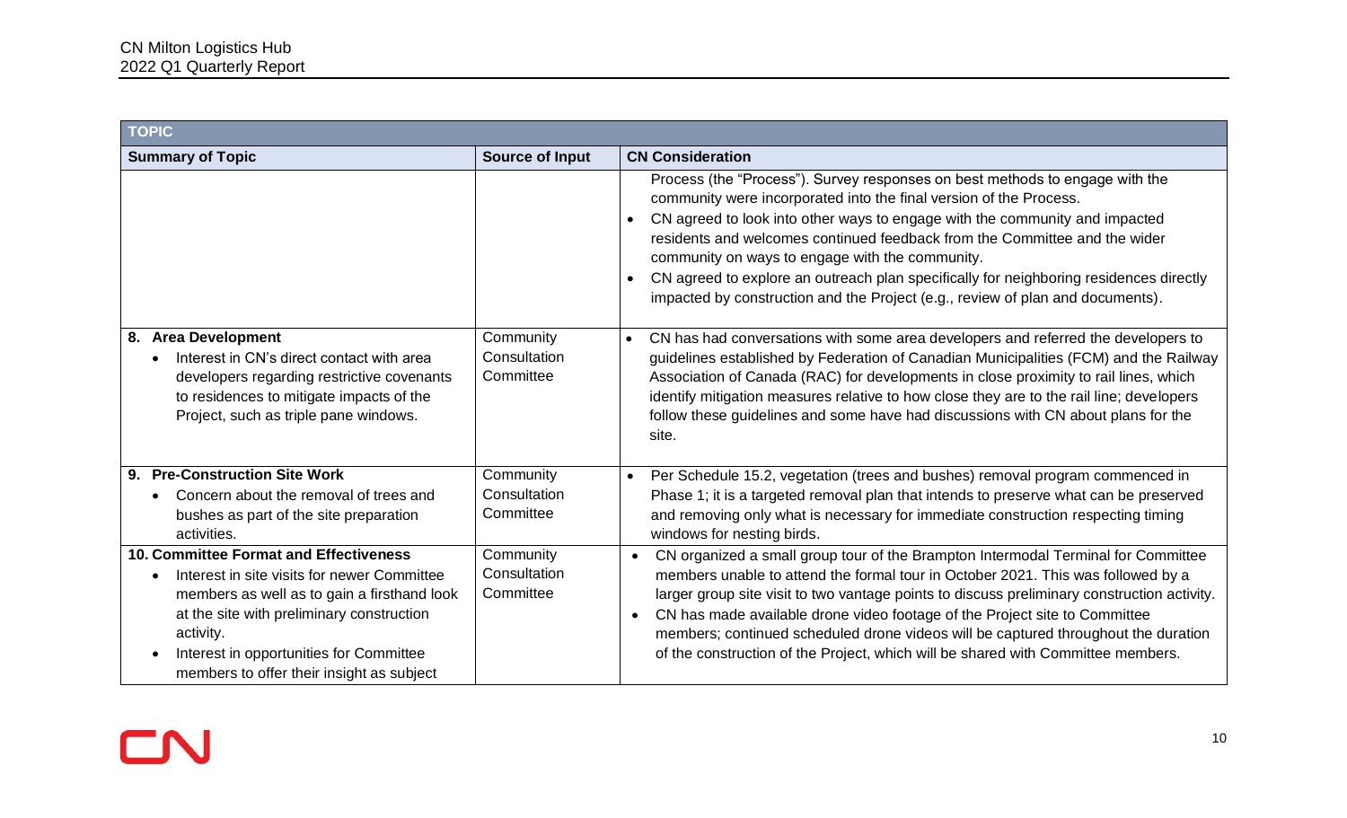| TOPIC | | |
|---|---|---|
| **Summary of Topic** | **Source of Input** | **CN Consideration** |
| | | Process (the "Process"). Survey responses on best methods to engage with the community were incorporated into the final version of the Process. <br>• CN agreed to look into other ways to engage with the community and impacted residents and welcomes continued feedback from the Committee and the wider community on ways to engage with the community. <br>• CN agreed to explore an outreach plan specifically for neighboring residences directly impacted by construction and the Project (e.g., review of plan and documents). |
| **8. Area Development** <br>• Interest in CN's direct contact with area developers regarding restrictive covenants to residences to mitigate impacts of the Project, such as triple pane windows. | Community Consultation Committee | • CN has had conversations with some area developers and referred the developers to guidelines established by Federation of Canadian Municipalities (FCM) and the Railway Association of Canada (RAC) for developments in close proximity to rail lines, which identify mitigation measures relative to how close they are to the rail line; developers follow these guidelines and some have had discussions with CN about plans for the site. |
| **9. Pre-Construction Site Work** <br>• Concern about the removal of trees and bushes as part of the site preparation activities. | Community Consultation Committee | • Per Schedule 15.2, vegetation (trees and bushes) removal program commenced in Phase 1; it is a targeted removal plan that intends to preserve what can be preserved and removing only what is necessary for immediate construction respecting timing windows for nesting birds. |
| **10. Committee Format and Effectiveness** <br>• Interest in site visits for newer Committee members as well as to gain a firsthand look at the site with preliminary construction activity. <br>• Interest in opportunities for Committee members to offer their insight as subject | Community Consultation Committee | • CN organized a small group tour of the Brampton Intermodal Terminal for Committee members unable to attend the formal tour in October 2021. This was followed by a larger group site visit to two vantage points to discuss preliminary construction activity. <br>• CN has made available drone video footage of the Project site to Committee members; continued scheduled drone videos will be captured throughout the duration of the construction of the Project, which will be shared with Committee members. |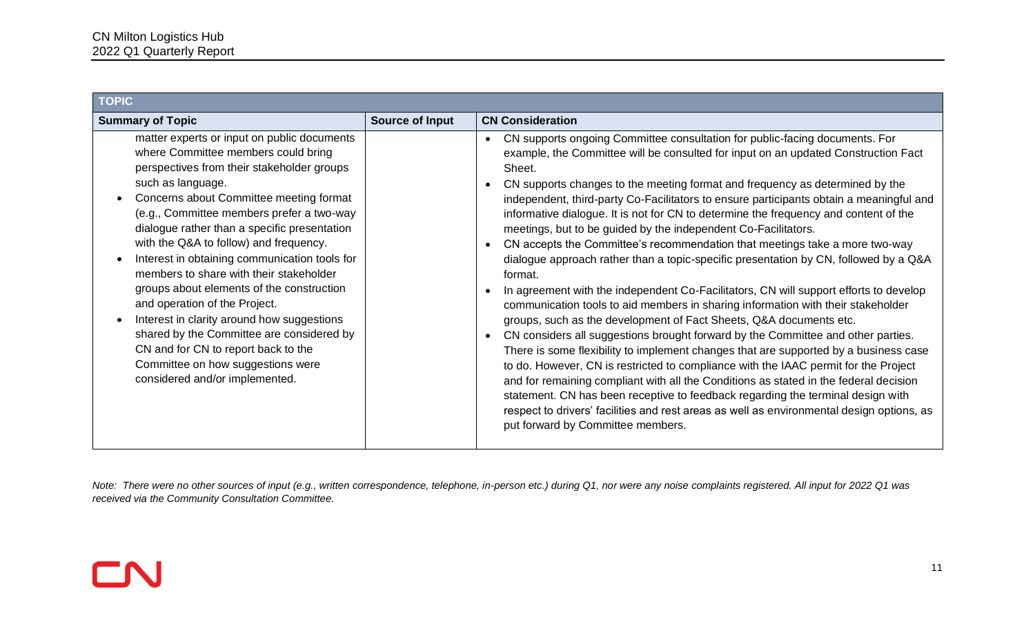| TOPIC | | |
|---|---|---|
| **Summary of Topic** | **Source of Input** | **CN Consideration** |
| matter experts or input on public documents where Committee members could bring perspectives from their stakeholder groups such as language.<br>• Concerns about Committee meeting format (e.g., Committee members prefer a two-way dialogue rather than a specific presentation with the Q&A to follow) and frequency.<br>• Interest in obtaining communication tools for members to share with their stakeholder groups about elements of the construction and operation of the Project.<br>• Interest in clarity around how suggestions shared by the Committee are considered by CN and for CN to report back to the Committee on how suggestions were considered and/or implemented. | | • CN supports ongoing Committee consultation for public-facing documents. For example, the Committee will be consulted for input on an updated Construction Fact Sheet.<br>• CN supports changes to the meeting format and frequency as determined by the independent, third-party Co-Facilitators to ensure participants obtain a meaningful and informative dialogue. It is not for CN to determine the frequency and content of the meetings, but to be guided by the independent Co-Facilitators.<br>• CN accepts the Committee's recommendation that meetings take a more two-way dialogue approach rather than a topic-specific presentation by CN, followed by a Q&A format.<br>• In agreement with the independent Co-Facilitators, CN will support efforts to develop communication tools to aid members in sharing information with their stakeholder groups, such as the development of Fact Sheets, Q&A documents etc.<br>• CN considers all suggestions brought forward by the Committee and other parties. There is some flexibility to implement changes that are supported by a business case to do. However, CN is restricted to compliance with the IAAC permit for the Project and for remaining compliant with all the Conditions as stated in the federal decision statement. CN has been receptive to feedback regarding the terminal design with respect to drivers' facilities and rest areas as well as environmental design options, as put forward by Committee members. |

*Note: There were no other sources of input (e.g., written correspondence, telephone, in-person etc.) during Q1, nor were any noise complaints registered. All input for 2022 Q1 was received via the Community Consultation Committee.*